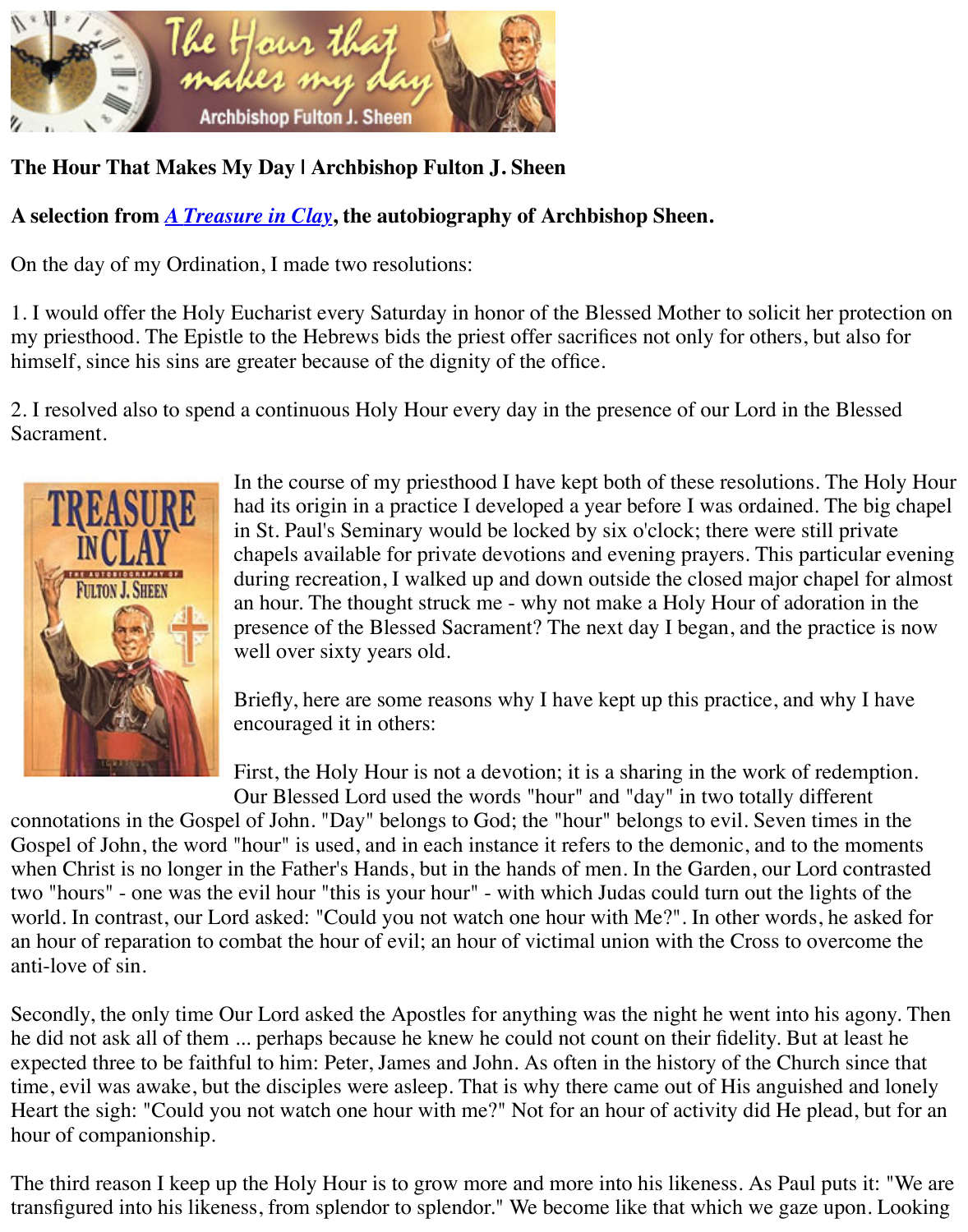**The Hour That Makes My Day | Archbishop Fulton J. Sheen**

**A selection from *A Treasure in Clay*, the autobiography of Archbishop Sheen.**

On the day of my Ordination, I made two resolutions:

1. I would offer the Holy Eucharist every Saturday in honor of the Blessed Mother to solicit her protection on my priesthood. The Epistle to the Hebrews bids the priest offer sacrifices not only for others, but also for himself, since his sins are greater because of the dignity of the office.

2. I resolved also to spend a continuous Holy Hour every day in the presence of our Lord in the Blessed Sacrament.

In the course of my priesthood I have kept both of these resolutions. The Holy Hour had its origin in a practice I developed a year before I was ordained. The big chapel in St. Paul's Seminary would be locked by six o'clock; there were still private chapels available for private devotions and evening prayers. This particular evening during recreation, I walked up and down outside the closed major chapel for almost an hour. The thought struck me - why not make a Holy Hour of adoration in the presence of the Blessed Sacrament? The next day I began, and the practice is now well over sixty years old.

Briefly, here are some reasons why I have kept up this practice, and why I have encouraged it in others:

First, the Holy Hour is not a devotion; it is a sharing in the work of redemption. Our Blessed Lord used the words "hour" and "day" in two totally different connotations in the Gospel of John. "Day" belongs to God; the "hour" belongs to evil. Seven times in the Gospel of John, the word "hour" is used, and in each instance it refers to the demonic, and to the moments when Christ is no longer in the Father's Hands, but in the hands of men. In the Garden, our Lord contrasted two "hours" - one was the evil hour "this is your hour" - with which Judas could turn out the lights of the world. In contrast, our Lord asked: "Could you not watch one hour with Me?". In other words, he asked for an hour of reparation to combat the hour of evil; an hour of victimal union with the Cross to overcome the anti-love of sin.

Secondly, the only time Our Lord asked the Apostles for anything was the night he went into his agony. Then he did not ask all of them ... perhaps because he knew he could not count on their fidelity. But at least he expected three to be faithful to him: Peter, James and John. As often in the history of the Church since that time, evil was awake, but the disciples were asleep. That is why there came out of His anguished and lonely Heart the sigh: "Could you not watch one hour with me?" Not for an hour of activity did He plead, but for an hour of companionship.

The third reason I keep up the Holy Hour is to grow more and more into his likeness. As Paul puts it: "We are transfigured into his likeness, from splendor to splendor." We become like that which we gaze upon. Looking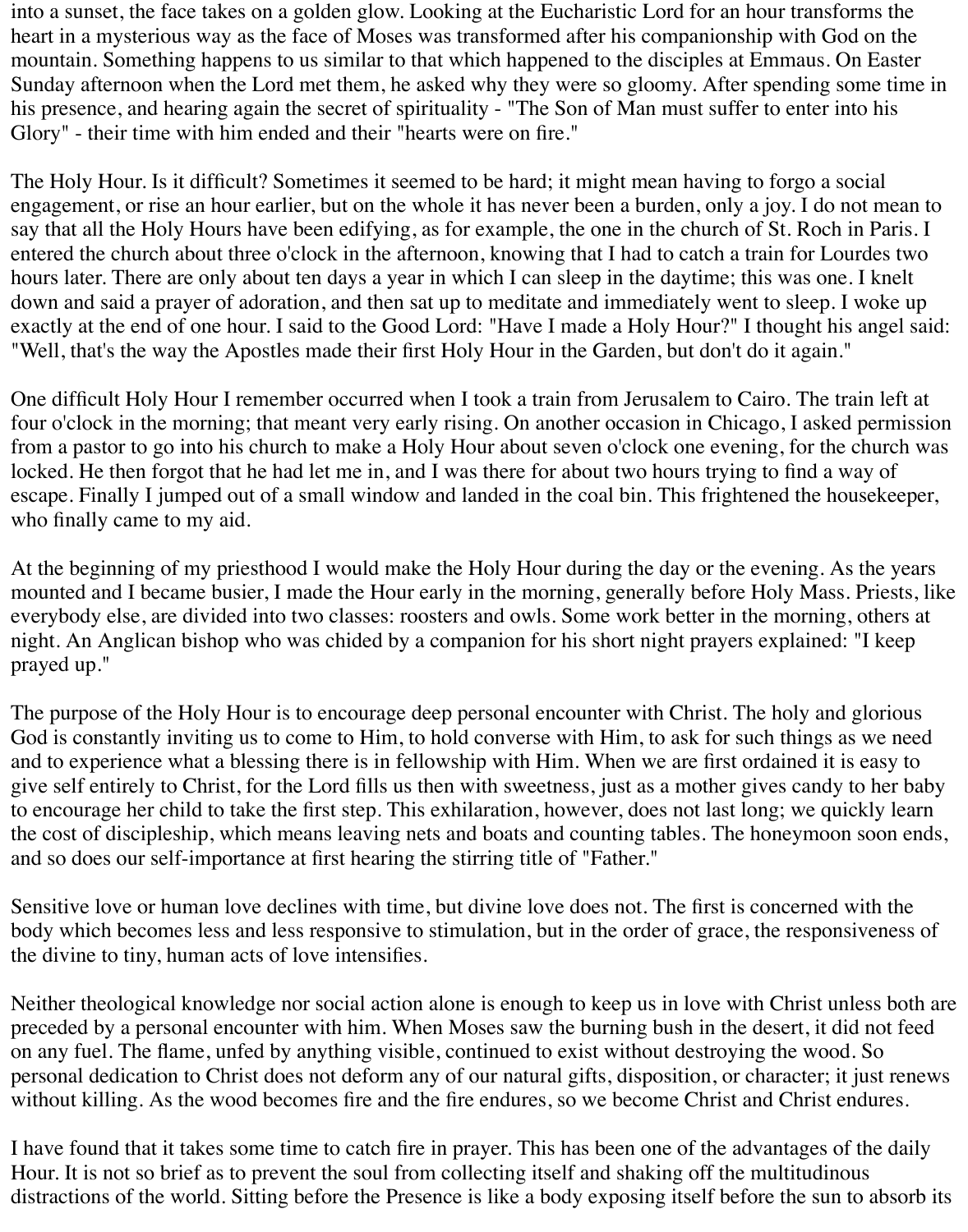into a sunset, the face takes on a golden glow. Looking at the Eucharistic Lord for an hour transforms the heart in a mysterious way as the face of Moses was transformed after his companionship with God on the mountain. Something happens to us similar to that which happened to the disciples at Emmaus. On Easter Sunday afternoon when the Lord met them, he asked why they were so gloomy. After spending some time in his presence, and hearing again the secret of spirituality - "The Son of Man must suffer to enter into his Glory" - their time with him ended and their "hearts were on fire."

The Holy Hour. Is it difficult? Sometimes it seemed to be hard; it might mean having to forgo a social engagement, or rise an hour earlier, but on the whole it has never been a burden, only a joy. I do not mean to say that all the Holy Hours have been edifying, as for example, the one in the church of St. Roch in Paris. I entered the church about three o'clock in the afternoon, knowing that I had to catch a train for Lourdes two hours later. There are only about ten days a year in which I can sleep in the daytime; this was one. I knelt down and said a prayer of adoration, and then sat up to meditate and immediately went to sleep. I woke up exactly at the end of one hour. I said to the Good Lord: "Have I made a Holy Hour?" I thought his angel said: "Well, that's the way the Apostles made their first Holy Hour in the Garden, but don't do it again."

One difficult Holy Hour I remember occurred when I took a train from Jerusalem to Cairo. The train left at four o'clock in the morning; that meant very early rising. On another occasion in Chicago, I asked permission from a pastor to go into his church to make a Holy Hour about seven o'clock one evening, for the church was locked. He then forgot that he had let me in, and I was there for about two hours trying to find a way of escape. Finally I jumped out of a small window and landed in the coal bin. This frightened the housekeeper, who finally came to my aid.

At the beginning of my priesthood I would make the Holy Hour during the day or the evening. As the years mounted and I became busier, I made the Hour early in the morning, generally before Holy Mass. Priests, like everybody else, are divided into two classes: roosters and owls. Some work better in the morning, others at night. An Anglican bishop who was chided by a companion for his short night prayers explained: "I keep prayed up."

The purpose of the Holy Hour is to encourage deep personal encounter with Christ. The holy and glorious God is constantly inviting us to come to Him, to hold converse with Him, to ask for such things as we need and to experience what a blessing there is in fellowship with Him. When we are first ordained it is easy to give self entirely to Christ, for the Lord fills us then with sweetness, just as a mother gives candy to her baby to encourage her child to take the first step. This exhilaration, however, does not last long; we quickly learn the cost of discipleship, which means leaving nets and boats and counting tables. The honeymoon soon ends, and so does our self-importance at first hearing the stirring title of "Father."

Sensitive love or human love declines with time, but divine love does not. The first is concerned with the body which becomes less and less responsive to stimulation, but in the order of grace, the responsiveness of the divine to tiny, human acts of love intensifies.

Neither theological knowledge nor social action alone is enough to keep us in love with Christ unless both are preceded by a personal encounter with him. When Moses saw the burning bush in the desert, it did not feed on any fuel. The flame, unfed by anything visible, continued to exist without destroying the wood. So personal dedication to Christ does not deform any of our natural gifts, disposition, or character; it just renews without killing. As the wood becomes fire and the fire endures, so we become Christ and Christ endures.

I have found that it takes some time to catch fire in prayer. This has been one of the advantages of the daily Hour. It is not so brief as to prevent the soul from collecting itself and shaking off the multitudinous distractions of the world. Sitting before the Presence is like a body exposing itself before the sun to absorb its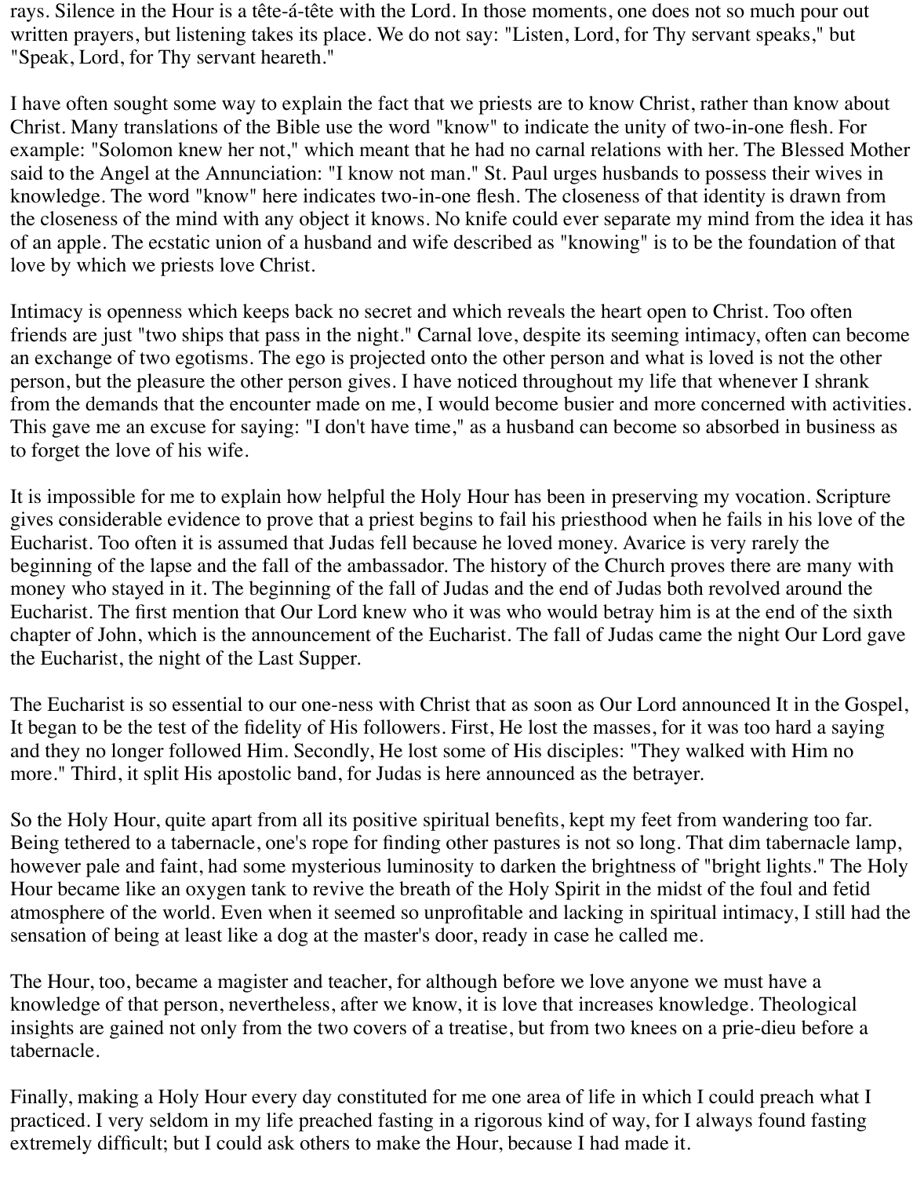rays. Silence in the Hour is a tête-á-tête with the Lord. In those moments, one does not so much pour out written prayers, but listening takes its place. We do not say: "Listen, Lord, for Thy servant speaks," but "Speak, Lord, for Thy servant heareth."

I have often sought some way to explain the fact that we priests are to know Christ, rather than know about Christ. Many translations of the Bible use the word "know" to indicate the unity of two-in-one flesh. For example: "Solomon knew her not," which meant that he had no carnal relations with her. The Blessed Mother said to the Angel at the Annunciation: "I know not man." St. Paul urges husbands to possess their wives in knowledge. The word "know" here indicates two-in-one flesh. The closeness of that identity is drawn from the closeness of the mind with any object it knows. No knife could ever separate my mind from the idea it has of an apple. The ecstatic union of a husband and wife described as "knowing" is to be the foundation of that love by which we priests love Christ.

Intimacy is openness which keeps back no secret and which reveals the heart open to Christ. Too often friends are just "two ships that pass in the night." Carnal love, despite its seeming intimacy, often can become an exchange of two egotisms. The ego is projected onto the other person and what is loved is not the other person, but the pleasure the other person gives. I have noticed throughout my life that whenever I shrank from the demands that the encounter made on me, I would become busier and more concerned with activities. This gave me an excuse for saying: "I don't have time," as a husband can become so absorbed in business as to forget the love of his wife.

It is impossible for me to explain how helpful the Holy Hour has been in preserving my vocation. Scripture gives considerable evidence to prove that a priest begins to fail his priesthood when he fails in his love of the Eucharist. Too often it is assumed that Judas fell because he loved money. Avarice is very rarely the beginning of the lapse and the fall of the ambassador. The history of the Church proves there are many with money who stayed in it. The beginning of the fall of Judas and the end of Judas both revolved around the Eucharist. The first mention that Our Lord knew who it was who would betray him is at the end of the sixth chapter of John, which is the announcement of the Eucharist. The fall of Judas came the night Our Lord gave the Eucharist, the night of the Last Supper.

The Eucharist is so essential to our one-ness with Christ that as soon as Our Lord announced It in the Gospel, It began to be the test of the fidelity of His followers. First, He lost the masses, for it was too hard a saying and they no longer followed Him. Secondly, He lost some of His disciples: "They walked with Him no more." Third, it split His apostolic band, for Judas is here announced as the betrayer.

So the Holy Hour, quite apart from all its positive spiritual benefits, kept my feet from wandering too far. Being tethered to a tabernacle, one's rope for finding other pastures is not so long. That dim tabernacle lamp, however pale and faint, had some mysterious luminosity to darken the brightness of "bright lights." The Holy Hour became like an oxygen tank to revive the breath of the Holy Spirit in the midst of the foul and fetid atmosphere of the world. Even when it seemed so unprofitable and lacking in spiritual intimacy, I still had the sensation of being at least like a dog at the master's door, ready in case he called me.

The Hour, too, became a magister and teacher, for although before we love anyone we must have a knowledge of that person, nevertheless, after we know, it is love that increases knowledge. Theological insights are gained not only from the two covers of a treatise, but from two knees on a prie-dieu before a tabernacle.

Finally, making a Holy Hour every day constituted for me one area of life in which I could preach what I practiced. I very seldom in my life preached fasting in a rigorous kind of way, for I always found fasting extremely difficult; but I could ask others to make the Hour, because I had made it.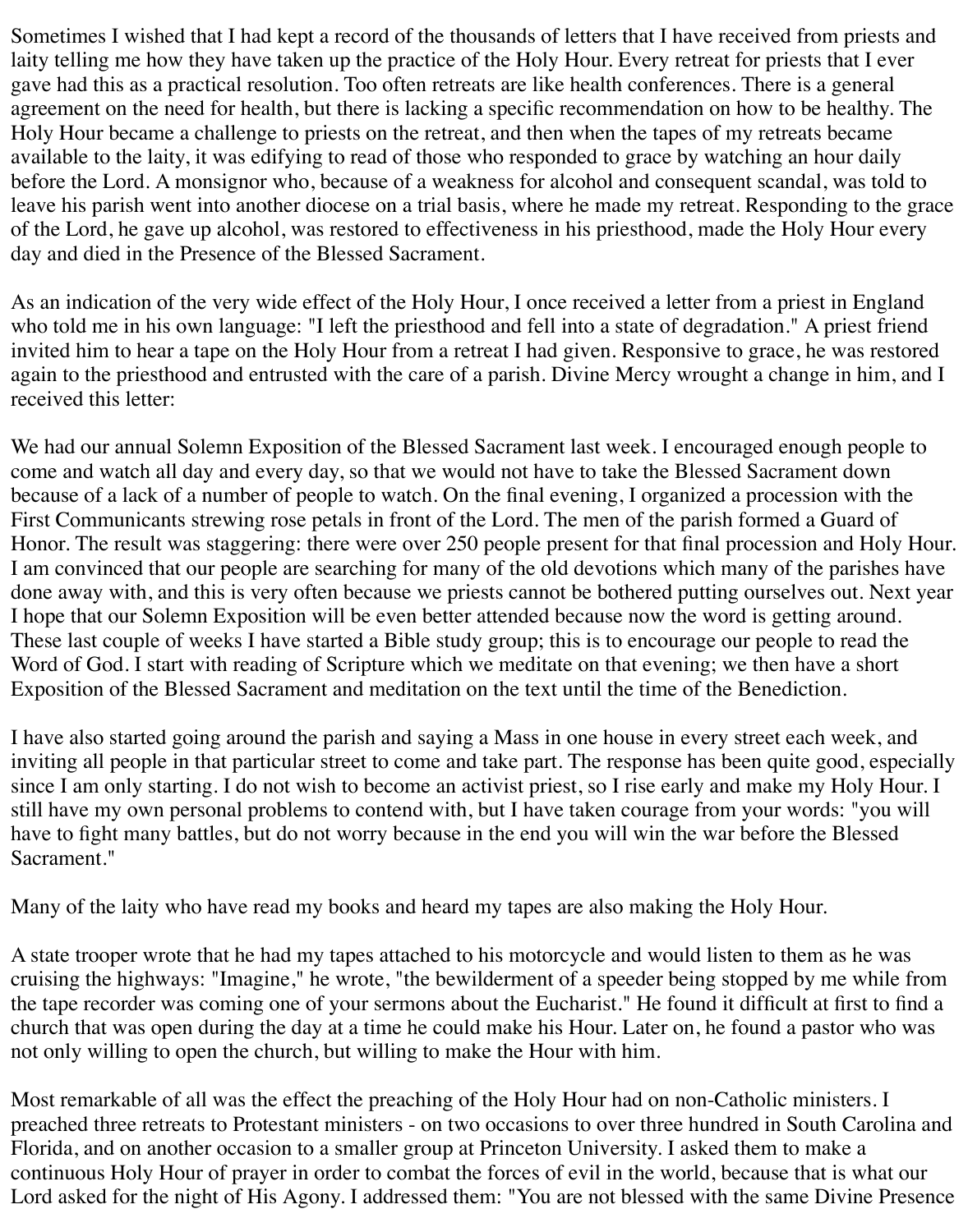Sometimes I wished that I had kept a record of the thousands of letters that I have received from priests and laity telling me how they have taken up the practice of the Holy Hour. Every retreat for priests that I ever gave had this as a practical resolution. Too often retreats are like health conferences. There is a general agreement on the need for health, but there is lacking a specific recommendation on how to be healthy. The Holy Hour became a challenge to priests on the retreat, and then when the tapes of my retreats became available to the laity, it was edifying to read of those who responded to grace by watching an hour daily before the Lord. A monsignor who, because of a weakness for alcohol and consequent scandal, was told to leave his parish went into another diocese on a trial basis, where he made my retreat. Responding to the grace of the Lord, he gave up alcohol, was restored to effectiveness in his priesthood, made the Holy Hour every day and died in the Presence of the Blessed Sacrament.

As an indication of the very wide effect of the Holy Hour, I once received a letter from a priest in England who told me in his own language: "I left the priesthood and fell into a state of degradation." A priest friend invited him to hear a tape on the Holy Hour from a retreat I had given. Responsive to grace, he was restored again to the priesthood and entrusted with the care of a parish. Divine Mercy wrought a change in him, and I received this letter:

We had our annual Solemn Exposition of the Blessed Sacrament last week. I encouraged enough people to come and watch all day and every day, so that we would not have to take the Blessed Sacrament down because of a lack of a number of people to watch. On the final evening, I organized a procession with the First Communicants strewing rose petals in front of the Lord. The men of the parish formed a Guard of Honor. The result was staggering: there were over 250 people present for that final procession and Holy Hour. I am convinced that our people are searching for many of the old devotions which many of the parishes have done away with, and this is very often because we priests cannot be bothered putting ourselves out. Next year I hope that our Solemn Exposition will be even better attended because now the word is getting around. These last couple of weeks I have started a Bible study group; this is to encourage our people to read the Word of God. I start with reading of Scripture which we meditate on that evening; we then have a short Exposition of the Blessed Sacrament and meditation on the text until the time of the Benediction.

I have also started going around the parish and saying a Mass in one house in every street each week, and inviting all people in that particular street to come and take part. The response has been quite good, especially since I am only starting. I do not wish to become an activist priest, so I rise early and make my Holy Hour. I still have my own personal problems to contend with, but I have taken courage from your words: "you will have to fight many battles, but do not worry because in the end you will win the war before the Blessed Sacrament."

Many of the laity who have read my books and heard my tapes are also making the Holy Hour.

A state trooper wrote that he had my tapes attached to his motorcycle and would listen to them as he was cruising the highways: "Imagine," he wrote, "the bewilderment of a speeder being stopped by me while from the tape recorder was coming one of your sermons about the Eucharist." He found it difficult at first to find a church that was open during the day at a time he could make his Hour. Later on, he found a pastor who was not only willing to open the church, but willing to make the Hour with him.

Most remarkable of all was the effect the preaching of the Holy Hour had on non-Catholic ministers. I preached three retreats to Protestant ministers - on two occasions to over three hundred in South Carolina and Florida, and on another occasion to a smaller group at Princeton University. I asked them to make a continuous Holy Hour of prayer in order to combat the forces of evil in the world, because that is what our Lord asked for the night of His Agony. I addressed them: "You are not blessed with the same Divine Presence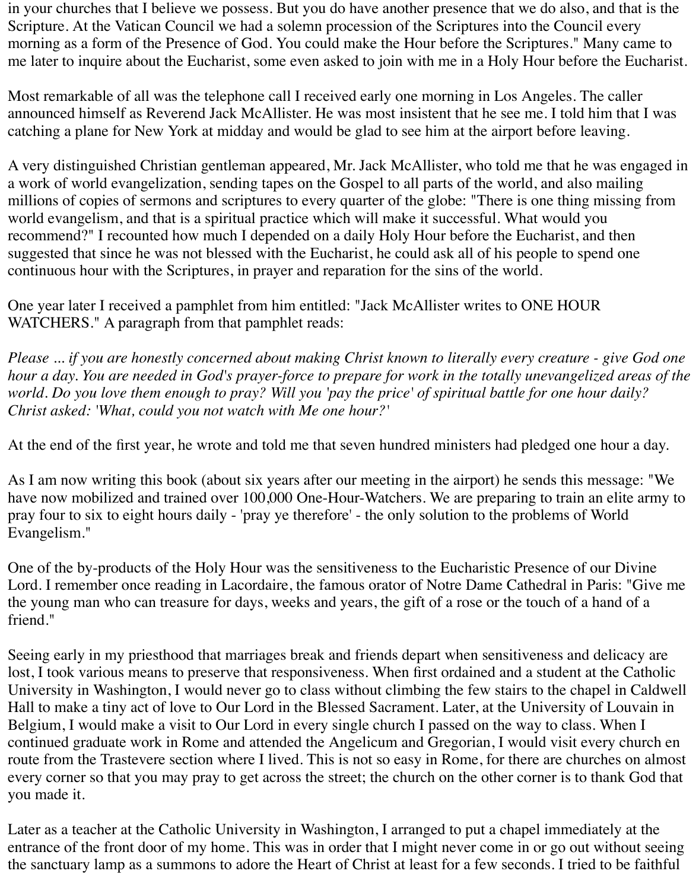in your churches that I believe we possess. But you do have another presence that we do also, and that is the Scripture. At the Vatican Council we had a solemn procession of the Scriptures into the Council every morning as a form of the Presence of God. You could make the Hour before the Scriptures." Many came to me later to inquire about the Eucharist, some even asked to join with me in a Holy Hour before the Eucharist.

Most remarkable of all was the telephone call I received early one morning in Los Angeles. The caller announced himself as Reverend Jack McAllister. He was most insistent that he see me. I told him that I was catching a plane for New York at midday and would be glad to see him at the airport before leaving.

A very distinguished Christian gentleman appeared, Mr. Jack McAllister, who told me that he was engaged in a work of world evangelization, sending tapes on the Gospel to all parts of the world, and also mailing millions of copies of sermons and scriptures to every quarter of the globe: "There is one thing missing from world evangelism, and that is a spiritual practice which will make it successful. What would you recommend?" I recounted how much I depended on a daily Holy Hour before the Eucharist, and then suggested that since he was not blessed with the Eucharist, he could ask all of his people to spend one continuous hour with the Scriptures, in prayer and reparation for the sins of the world.

One year later I received a pamphlet from him entitled: "Jack McAllister writes to ONE HOUR WATCHERS." A paragraph from that pamphlet reads:

*Please ... if you are honestly concerned about making Christ known to literally every creature - give God one hour a day. You are needed in God's prayer-force to prepare for work in the totally unevangelized areas of the world. Do you love them enough to pray? Will you 'pay the price' of spiritual battle for one hour daily? Christ asked: 'What, could you not watch with Me one hour?'*

At the end of the first year, he wrote and told me that seven hundred ministers had pledged one hour a day.

As I am now writing this book (about six years after our meeting in the airport) he sends this message: "We have now mobilized and trained over 100,000 One-Hour-Watchers. We are preparing to train an elite army to pray four to six to eight hours daily - 'pray ye therefore' - the only solution to the problems of World Evangelism."

One of the by-products of the Holy Hour was the sensitiveness to the Eucharistic Presence of our Divine Lord. I remember once reading in Lacordaire, the famous orator of Notre Dame Cathedral in Paris: "Give me the young man who can treasure for days, weeks and years, the gift of a rose or the touch of a hand of a friend."

Seeing early in my priesthood that marriages break and friends depart when sensitiveness and delicacy are lost, I took various means to preserve that responsiveness. When first ordained and a student at the Catholic University in Washington, I would never go to class without climbing the few stairs to the chapel in Caldwell Hall to make a tiny act of love to Our Lord in the Blessed Sacrament. Later, at the University of Louvain in Belgium, I would make a visit to Our Lord in every single church I passed on the way to class. When I continued graduate work in Rome and attended the Angelicum and Gregorian, I would visit every church en route from the Trastevere section where I lived. This is not so easy in Rome, for there are churches on almost every corner so that you may pray to get across the street; the church on the other corner is to thank God that you made it.

Later as a teacher at the Catholic University in Washington, I arranged to put a chapel immediately at the entrance of the front door of my home. This was in order that I might never come in or go out without seeing the sanctuary lamp as a summons to adore the Heart of Christ at least for a few seconds. I tried to be faithful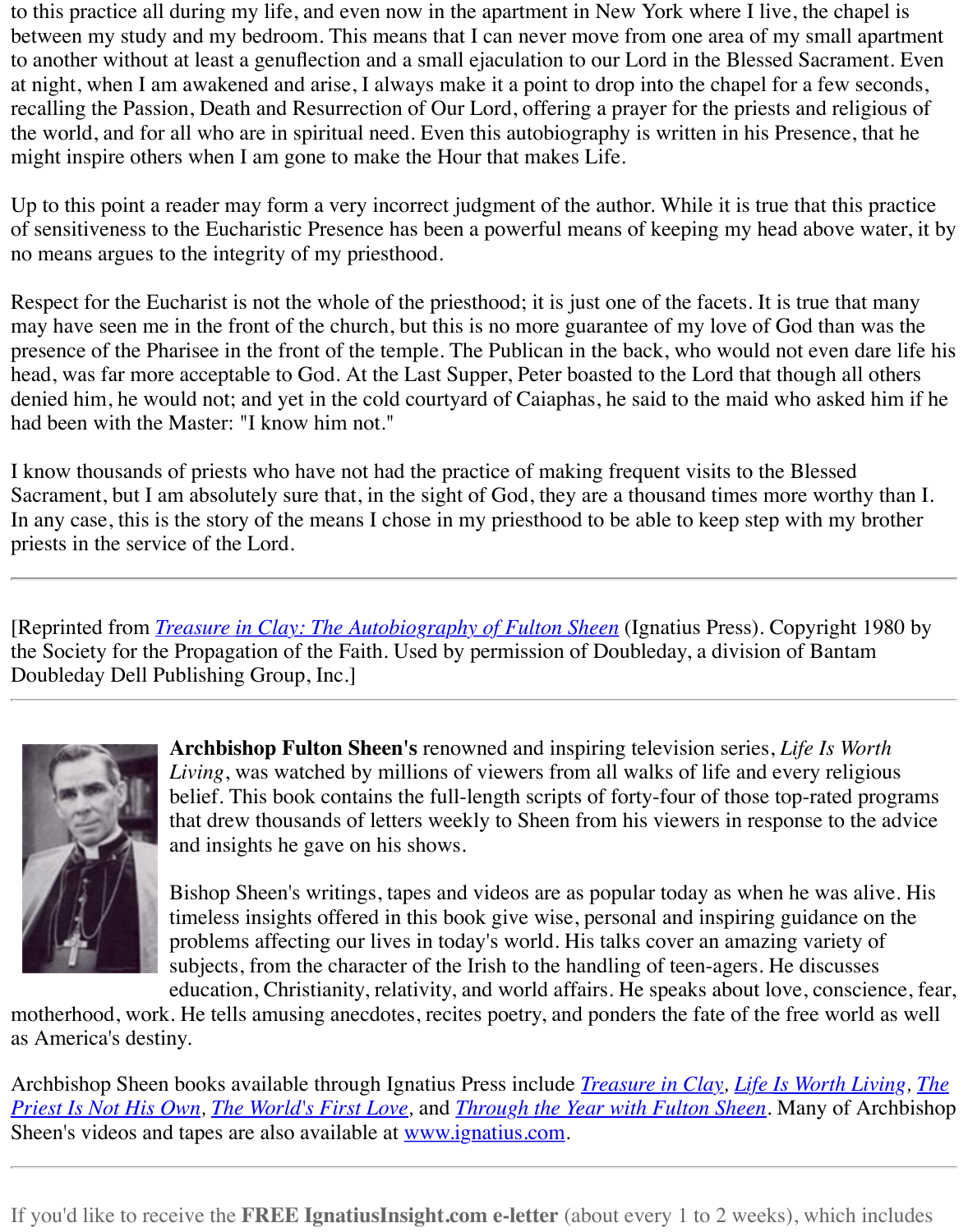to this practice all during my life, and even now in the apartment in New York where I live, the chapel is between my study and my bedroom. This means that I can never move from one area of my small apartment to another without at least a genuflection and a small ejaculation to our Lord in the Blessed Sacrament. Even at night, when I am awakened and arise, I always make it a point to drop into the chapel for a few seconds, recalling the Passion, Death and Resurrection of Our Lord, offering a prayer for the priests and religious of the world, and for all who are in spiritual need. Even this autobiography is written in his Presence, that he might inspire others when I am gone to make the Hour that makes Life.

Up to this point a reader may form a very incorrect judgment of the author. While it is true that this practice of sensitiveness to the Eucharistic Presence has been a powerful means of keeping my head above water, it by no means argues to the integrity of my priesthood.

Respect for the Eucharist is not the whole of the priesthood; it is just one of the facets. It is true that many may have seen me in the front of the church, but this is no more guarantee of my love of God than was the presence of the Pharisee in the front of the temple. The Publican in the back, who would not even dare life his head, was far more acceptable to God. At the Last Supper, Peter boasted to the Lord that though all others denied him, he would not; and yet in the cold courtyard of Caiaphas, he said to the maid who asked him if he had been with the Master: "I know him not."

I know thousands of priests who have not had the practice of making frequent visits to the Blessed Sacrament, but I am absolutely sure that, in the sight of God, they are a thousand times more worthy than I. In any case, this is the story of the means I chose in my priesthood to be able to keep step with my brother priests in the service of the Lord.

---

[Reprinted from *Treasure in Clay: The Autobiography of Fulton Sheen* (Ignatius Press). Copyright 1980 by the Society for the Propagation of the Faith. Used by permission of Doubleday, a division of Bantam Doubleday Dell Publishing Group, Inc.]

---

**Archbishop Fulton Sheen's** renowned and inspiring television series, *Life Is Worth Living*, was watched by millions of viewers from all walks of life and every religious belief. This book contains the full-length scripts of forty-four of those top-rated programs that drew thousands of letters weekly to Sheen from his viewers in response to the advice and insights he gave on his shows.

Bishop Sheen's writings, tapes and videos are as popular today as when he was alive. His timeless insights offered in this book give wise, personal and inspiring guidance on the problems affecting our lives in today's world. His talks cover an amazing variety of subjects, from the character of the Irish to the handling of teen-agers. He discusses education, Christianity, relativity, and world affairs. He speaks about love, conscience, fear, motherhood, work. He tells amusing anecdotes, recites poetry, and ponders the fate of the free world as well as America's destiny.

Archbishop Sheen books available through Ignatius Press include *Treasure in Clay*, *Life Is Worth Living*, *The Priest Is Not His Own*, *The World's First Love*, and *Through the Year with Fulton Sheen*. Many of Archbishop Sheen's videos and tapes are also available at www.ignatius.com.

---

If you'd like to receive the **FREE IgnatiusInsight.com e-letter** (about every 1 to 2 weeks), which includes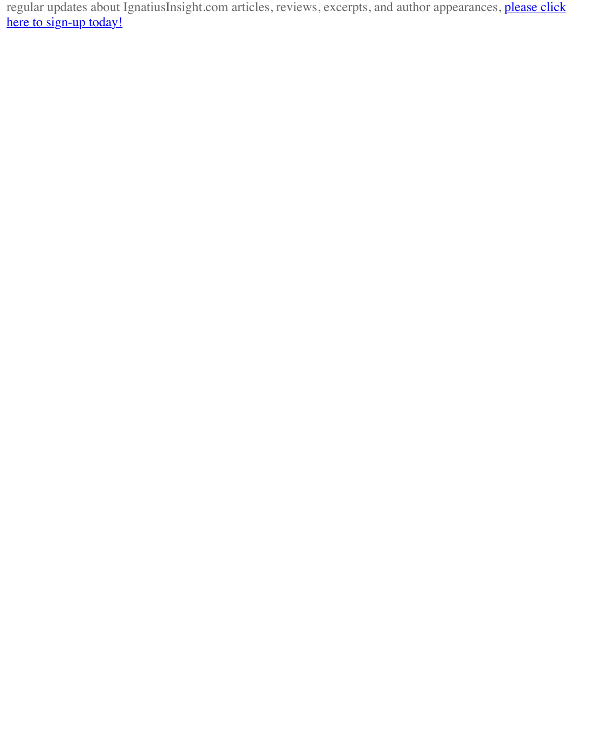regular updates about IgnatiusInsight.com articles, reviews, excerpts, and author appearances, please click here to sign-up today!